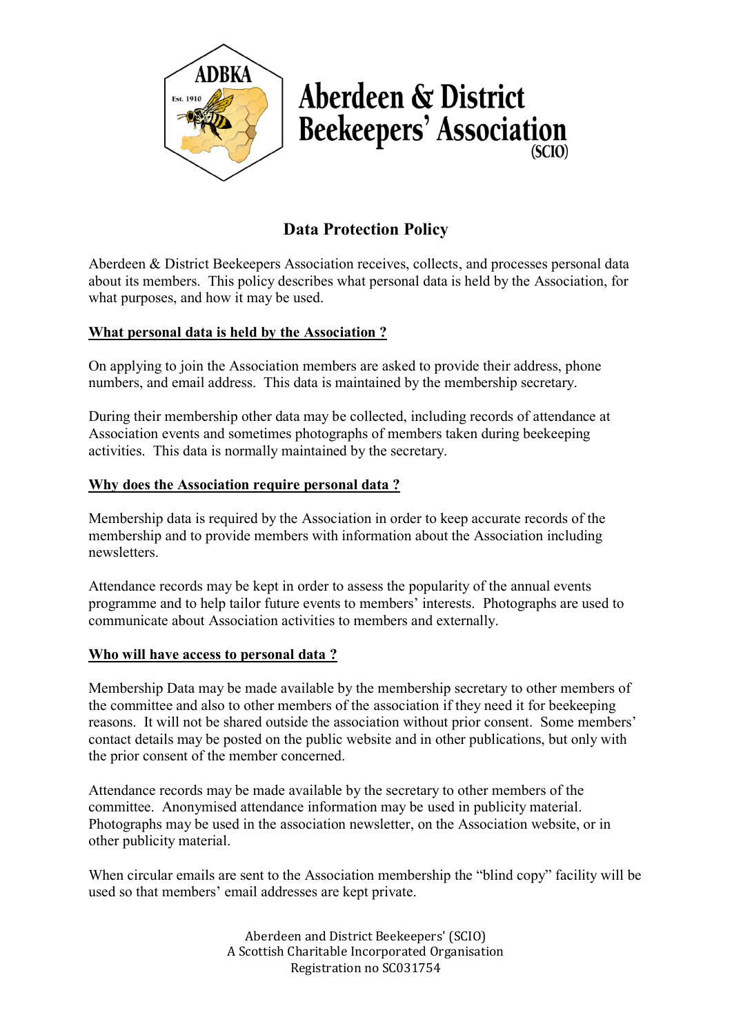# Aberdeen & District Beekeepers' Association (SCIO)

## Data Protection Policy

Aberdeen & District Beekeepers Association receives, collects, and processes personal data about its members. This policy describes what personal data is held by the Association, for what purposes, and how it may be used.

### What personal data is held by the Association ?

On applying to join the Association members are asked to provide their address, phone numbers, and email address. This data is maintained by the membership secretary.

During their membership other data may be collected, including records of attendance at Association events and sometimes photographs of members taken during beekeeping activities. This data is normally maintained by the secretary.

### Why does the Association require personal data ?

Membership data is required by the Association in order to keep accurate records of the membership and to provide members with information about the Association including newsletters.

Attendance records may be kept in order to assess the popularity of the annual events programme and to help tailor future events to members' interests. Photographs are used to communicate about Association activities to members and externally.

### Who will have access to personal data ?

Membership Data may be made available by the membership secretary to other members of the committee and also to other members of the association if they need it for beekeeping reasons. It will not be shared outside the association without prior consent. Some members' contact details may be posted on the public website and in other publications, but only with the prior consent of the member concerned.

Attendance records may be made available by the secretary to other members of the committee. Anonymised attendance information may be used in publicity material. Photographs may be used in the association newsletter, on the Association website, or in other publicity material.

When circular emails are sent to the Association membership the "blind copy" facility will be used so that members' email addresses are kept private.

Aberdeen and District Beekeepers' (SCIO)
A Scottish Charitable Incorporated Organisation
Registration no SC031754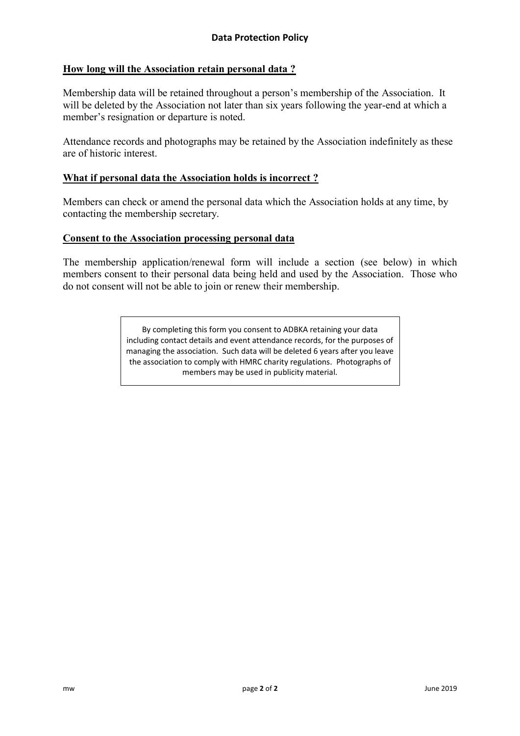## How long will the Association retain personal data ?

Membership data will be retained throughout a person's membership of the Association. It will be deleted by the Association not later than six years following the year-end at which a member's resignation or departure is noted.

Attendance records and photographs may be retained by the Association indefinitely as these are of historic interest.

## What if personal data the Association holds is incorrect ?

Members can check or amend the personal data which the Association holds at any time, by contacting the membership secretary.

## Consent to the Association processing personal data

The membership application/renewal form will include a section (see below) in which members consent to their personal data being held and used by the Association. Those who do not consent will not be able to join or renew their membership.

> By completing this form you consent to ADBKA retaining your data including contact details and event attendance records, for the purposes of managing the association. Such data will be deleted 6 years after you leave the association to comply with HMRC charity regulations. Photographs of members may be used in publicity material.